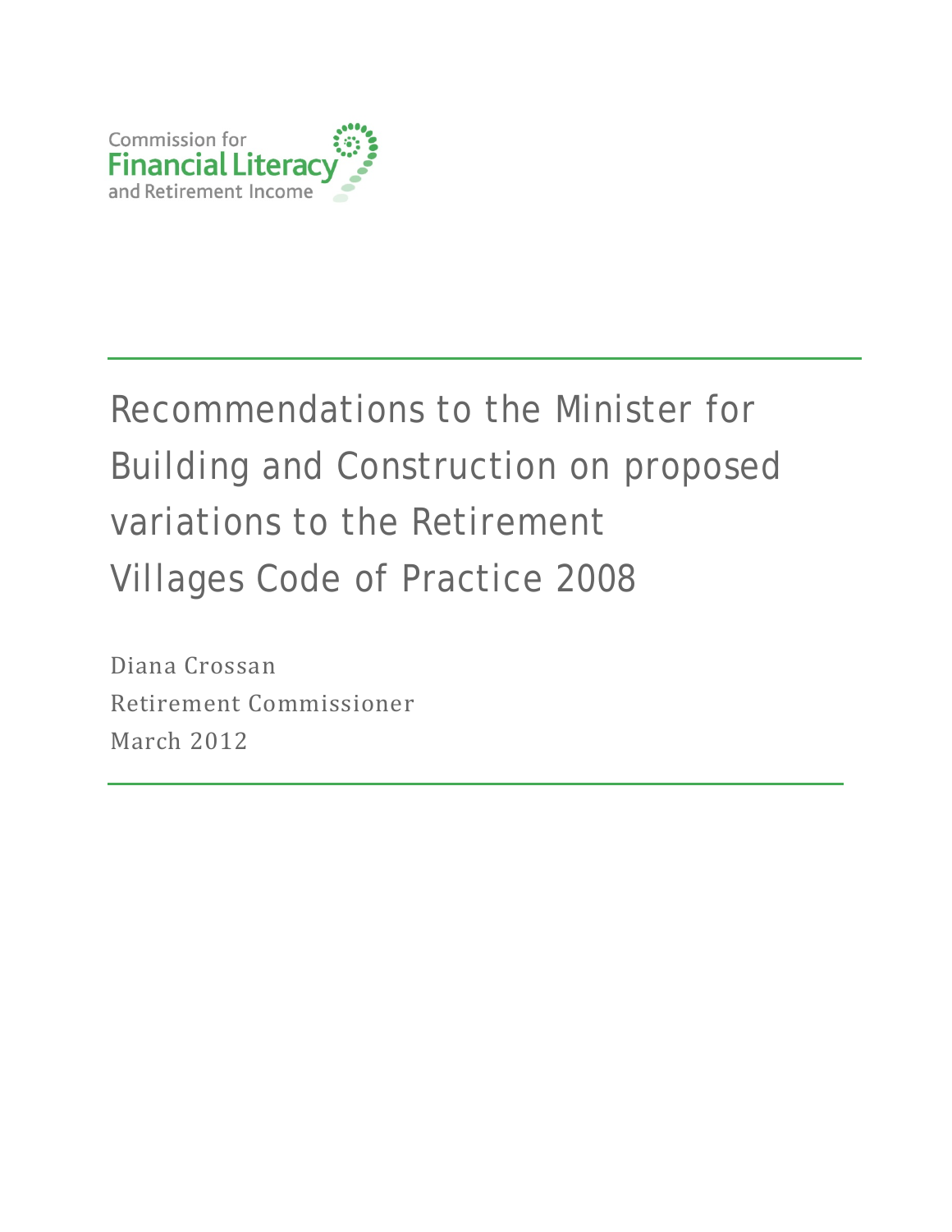Commission for
Financial Literacy
and Retirement Income

# Recommendations to the Minister for Building and Construction on proposed variations to the Retirement Villages Code of Practice 2008

Diana Crossan

Retirement Commissioner

March 2012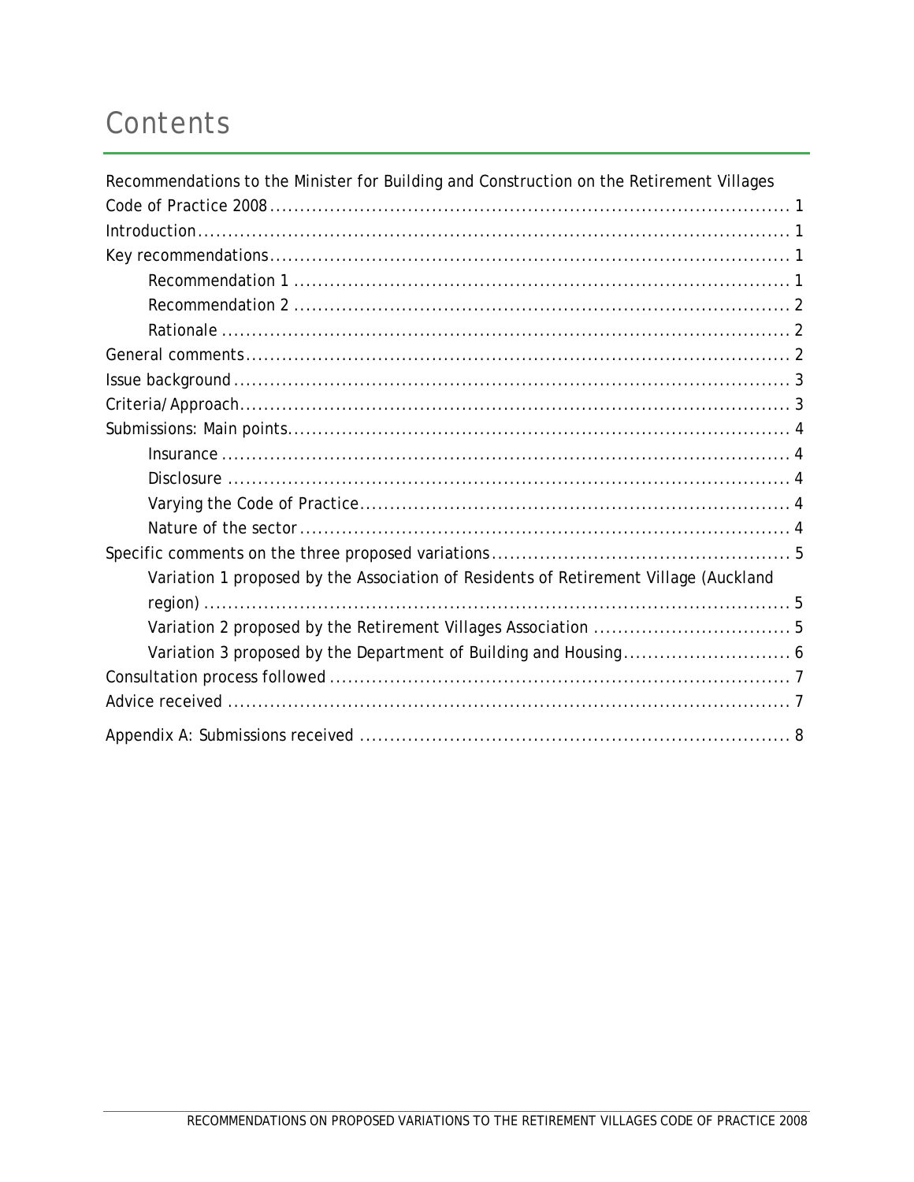# Contents

Recommendations to the Minister for Building and Construction on the Retirement Villages Code of Practice 2008 ........ 1

Introduction ........ 1

Key recommendations ........ 1

- Recommendation 1 ........ 1
- Recommendation 2 ........ 2
- Rationale ........ 2

General comments ........ 2

Issue background ........ 3

Criteria/Approach ........ 3

Submissions: Main points ........ 4

- Insurance ........ 4
- Disclosure ........ 4
- Varying the Code of Practice ........ 4
- Nature of the sector ........ 4

Specific comments on the three proposed variations ........ 5

- Variation 1 proposed by the Association of Residents of Retirement Village (Auckland region) ........ 5
- Variation 2 proposed by the Retirement Villages Association ........ 5
- Variation 3 proposed by the Department of Building and Housing ........ 6

Consultation process followed ........ 7

Advice received ........ 7

Appendix A: Submissions received ........ 8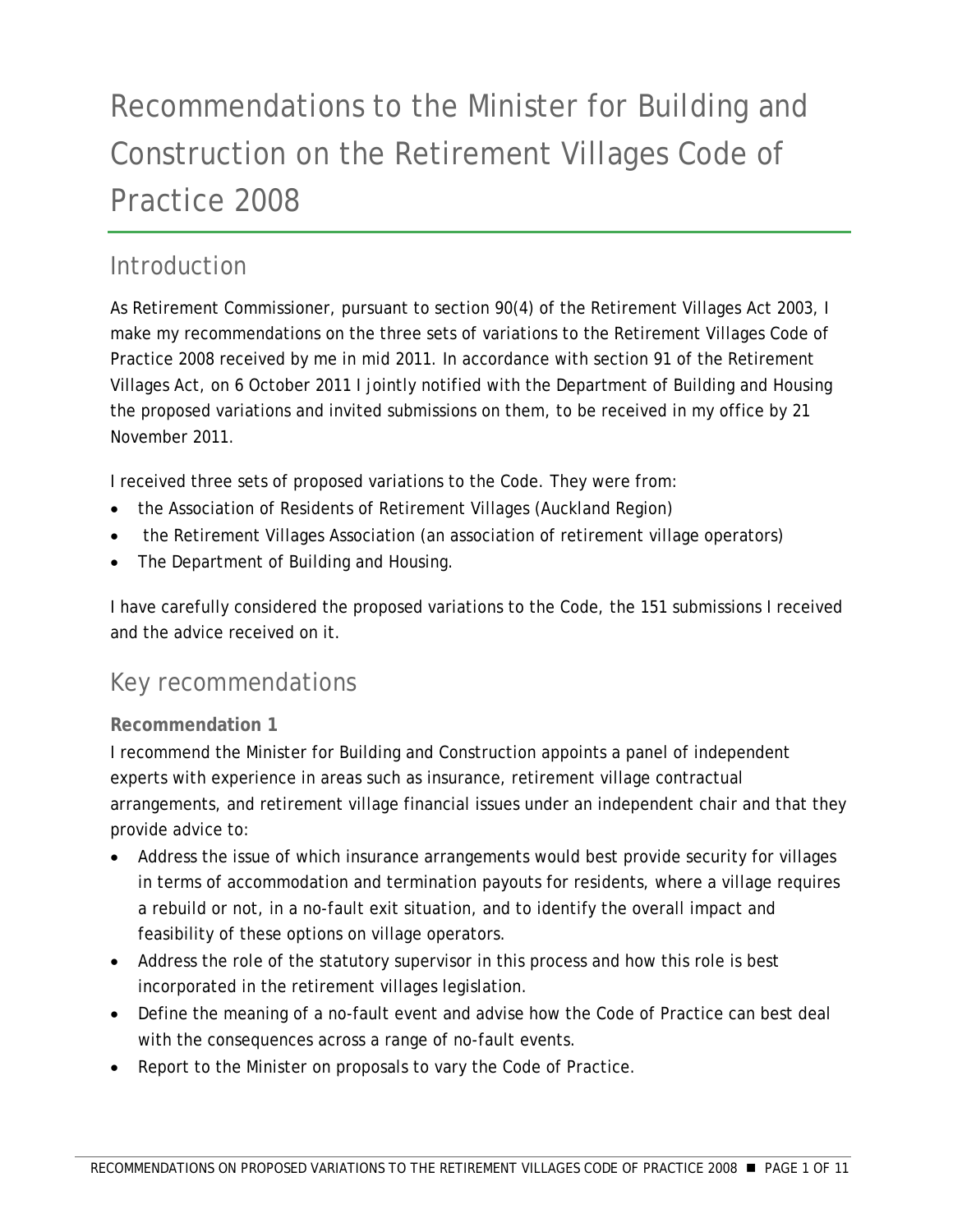# Recommendations to the Minister for Building and Construction on the Retirement Villages Code of Practice 2008

## Introduction

As Retirement Commissioner, pursuant to section 90(4) of the Retirement Villages Act 2003, I make my recommendations on the three sets of variations to the Retirement Villages Code of Practice 2008 received by me in mid 2011. In accordance with section 91 of the Retirement Villages Act, on 6 October 2011 I jointly notified with the Department of Building and Housing the proposed variations and invited submissions on them, to be received in my office by 21 November 2011.

I received three sets of proposed variations to the Code. They were from:

- the Association of Residents of Retirement Villages (Auckland Region)
- the Retirement Villages Association (an association of retirement village operators)
- The Department of Building and Housing.

I have carefully considered the proposed variations to the Code, the 151 submissions I received and the advice received on it.

## Key recommendations

**Recommendation 1**

I recommend the Minister for Building and Construction appoints a panel of independent experts with experience in areas such as insurance, retirement village contractual arrangements, and retirement village financial issues under an independent chair and that they provide advice to:

- Address the issue of which insurance arrangements would best provide security for villages in terms of accommodation and termination payouts for residents, where a village requires a rebuild or not, in a no-fault exit situation, and to identify the overall impact and feasibility of these options on village operators.
- Address the role of the statutory supervisor in this process and how this role is best incorporated in the retirement villages legislation.
- Define the meaning of a no-fault event and advise how the Code of Practice can best deal with the consequences across a range of no-fault events.
- Report to the Minister on proposals to vary the Code of Practice.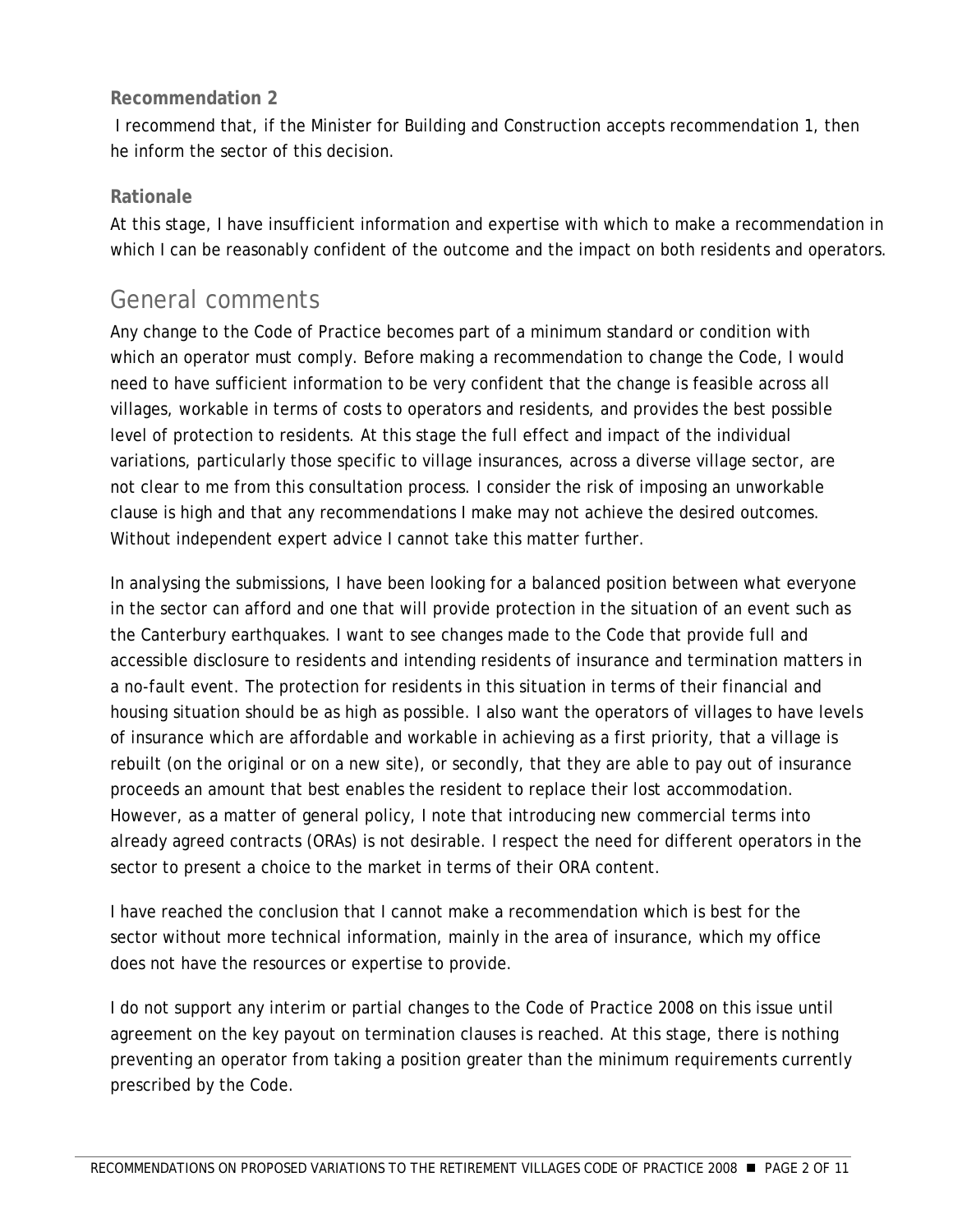**Recommendation 2**

I recommend that, if the Minister for Building and Construction accepts recommendation 1, then he inform the sector of this decision.

**Rationale**

At this stage, I have insufficient information and expertise with which to make a recommendation in which I can be reasonably confident of the outcome and the impact on both residents and operators.

## General comments

Any change to the Code of Practice becomes part of a minimum standard or condition with which an operator must comply. Before making a recommendation to change the Code, I would need to have sufficient information to be very confident that the change is feasible across all villages, workable in terms of costs to operators and residents, and provides the best possible level of protection to residents. At this stage the full effect and impact of the individual variations, particularly those specific to village insurances, across a diverse village sector, are not clear to me from this consultation process. I consider the risk of imposing an unworkable clause is high and that any recommendations I make may not achieve the desired outcomes. Without independent expert advice I cannot take this matter further.

In analysing the submissions, I have been looking for a balanced position between what everyone in the sector can afford and one that will provide protection in the situation of an event such as the Canterbury earthquakes. I want to see changes made to the Code that provide full and accessible disclosure to residents and intending residents of insurance and termination matters in a no-fault event. The protection for residents in this situation in terms of their financial and housing situation should be as high as possible. I also want the operators of villages to have levels of insurance which are affordable and workable in achieving as a first priority, that a village is rebuilt (on the original or on a new site), or secondly, that they are able to pay out of insurance proceeds an amount that best enables the resident to replace their lost accommodation. However, as a matter of general policy, I note that introducing new commercial terms into already agreed contracts (ORAs) is not desirable. I respect the need for different operators in the sector to present a choice to the market in terms of their ORA content.

I have reached the conclusion that I cannot make a recommendation which is best for the sector without more technical information, mainly in the area of insurance, which my office does not have the resources or expertise to provide.

I do not support any interim or partial changes to the Code of Practice 2008 on this issue until agreement on the key payout on termination clauses is reached. At this stage, there is nothing preventing an operator from taking a position greater than the minimum requirements currently prescribed by the Code.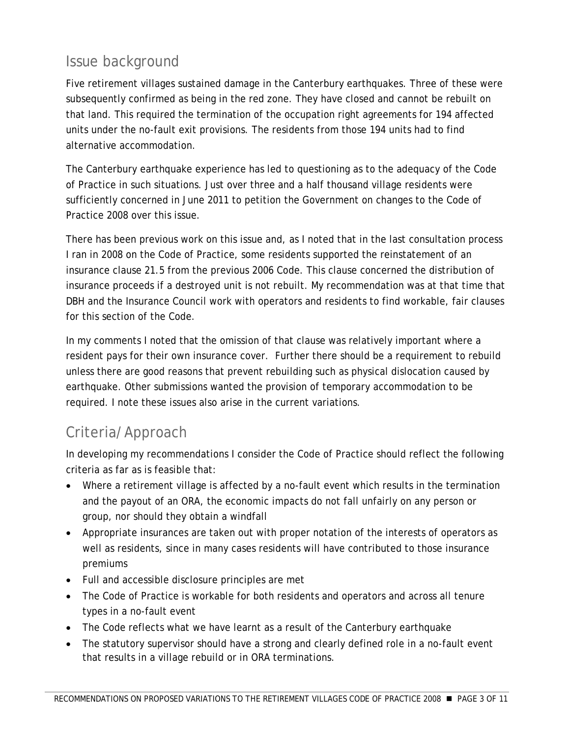## Issue background

Five retirement villages sustained damage in the Canterbury earthquakes. Three of these were subsequently confirmed as being in the red zone. They have closed and cannot be rebuilt on that land. This required the termination of the occupation right agreements for 194 affected units under the no-fault exit provisions. The residents from those 194 units had to find alternative accommodation.

The Canterbury earthquake experience has led to questioning as to the adequacy of the Code of Practice in such situations. Just over three and a half thousand village residents were sufficiently concerned in June 2011 to petition the Government on changes to the Code of Practice 2008 over this issue.

There has been previous work on this issue and, as I noted that in the last consultation process I ran in 2008 on the Code of Practice, some residents supported the reinstatement of an insurance clause 21.5 from the previous 2006 Code. This clause concerned the distribution of insurance proceeds if a destroyed unit is not rebuilt. My recommendation was at that time that DBH and the Insurance Council work with operators and residents to find workable, fair clauses for this section of the Code.

In my comments I noted that the omission of that clause was relatively important where a resident pays for their own insurance cover. Further there should be a requirement to rebuild unless there are good reasons that prevent rebuilding such as physical dislocation caused by earthquake. Other submissions wanted the provision of temporary accommodation to be required. I note these issues also arise in the current variations.

## Criteria/Approach

In developing my recommendations I consider the Code of Practice should reflect the following criteria as far as is feasible that:

- Where a retirement village is affected by a no-fault event which results in the termination and the payout of an ORA, the economic impacts do not fall unfairly on any person or group, nor should they obtain a windfall
- Appropriate insurances are taken out with proper notation of the interests of operators as well as residents, since in many cases residents will have contributed to those insurance premiums
- Full and accessible disclosure principles are met
- The Code of Practice is workable for both residents and operators and across all tenure types in a no-fault event
- The Code reflects what we have learnt as a result of the Canterbury earthquake
- The statutory supervisor should have a strong and clearly defined role in a no-fault event that results in a village rebuild or in ORA terminations.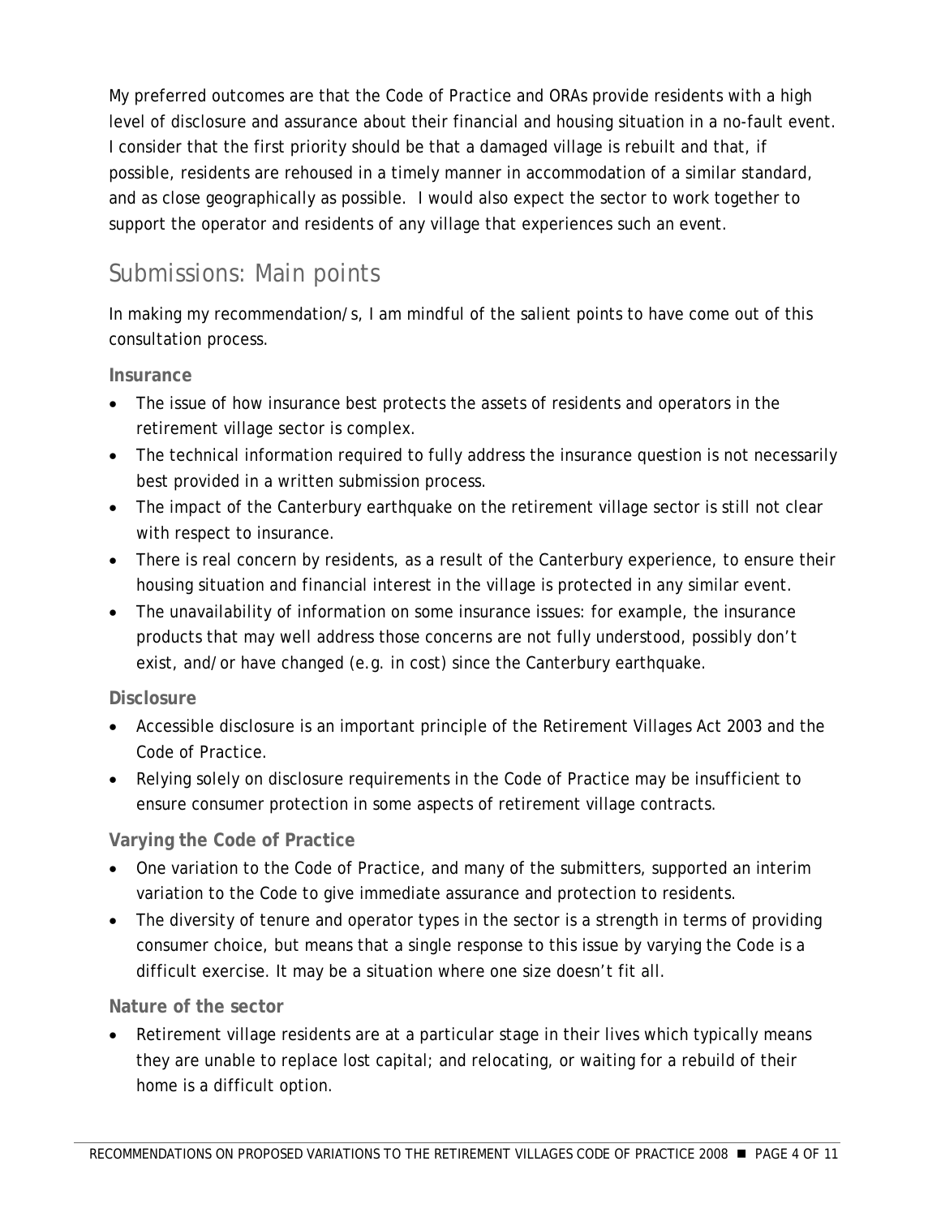My preferred outcomes are that the Code of Practice and ORAs provide residents with a high level of disclosure and assurance about their financial and housing situation in a no-fault event. I consider that the first priority should be that a damaged village is rebuilt and that, if possible, residents are rehoused in a timely manner in accommodation of a similar standard, and as close geographically as possible. I would also expect the sector to work together to support the operator and residents of any village that experiences such an event.

## Submissions: Main points

In making my recommendation/s, I am mindful of the salient points to have come out of this consultation process.

### Insurance

- The issue of how insurance best protects the assets of residents and operators in the retirement village sector is complex.
- The technical information required to fully address the insurance question is not necessarily best provided in a written submission process.
- The impact of the Canterbury earthquake on the retirement village sector is still not clear with respect to insurance.
- There is real concern by residents, as a result of the Canterbury experience, to ensure their housing situation and financial interest in the village is protected in any similar event.
- The unavailability of information on some insurance issues: for example, the insurance products that may well address those concerns are not fully understood, possibly don't exist, and/or have changed (e.g. in cost) since the Canterbury earthquake.

### Disclosure

- Accessible disclosure is an important principle of the Retirement Villages Act 2003 and the Code of Practice.
- Relying solely on disclosure requirements in the Code of Practice may be insufficient to ensure consumer protection in some aspects of retirement village contracts.

### Varying the Code of Practice

- One variation to the Code of Practice, and many of the submitters, supported an interim variation to the Code to give immediate assurance and protection to residents.
- The diversity of tenure and operator types in the sector is a strength in terms of providing consumer choice, but means that a single response to this issue by varying the Code is a difficult exercise. It may be a situation where one size doesn't fit all.

### Nature of the sector

- Retirement village residents are at a particular stage in their lives which typically means they are unable to replace lost capital; and relocating, or waiting for a rebuild of their home is a difficult option.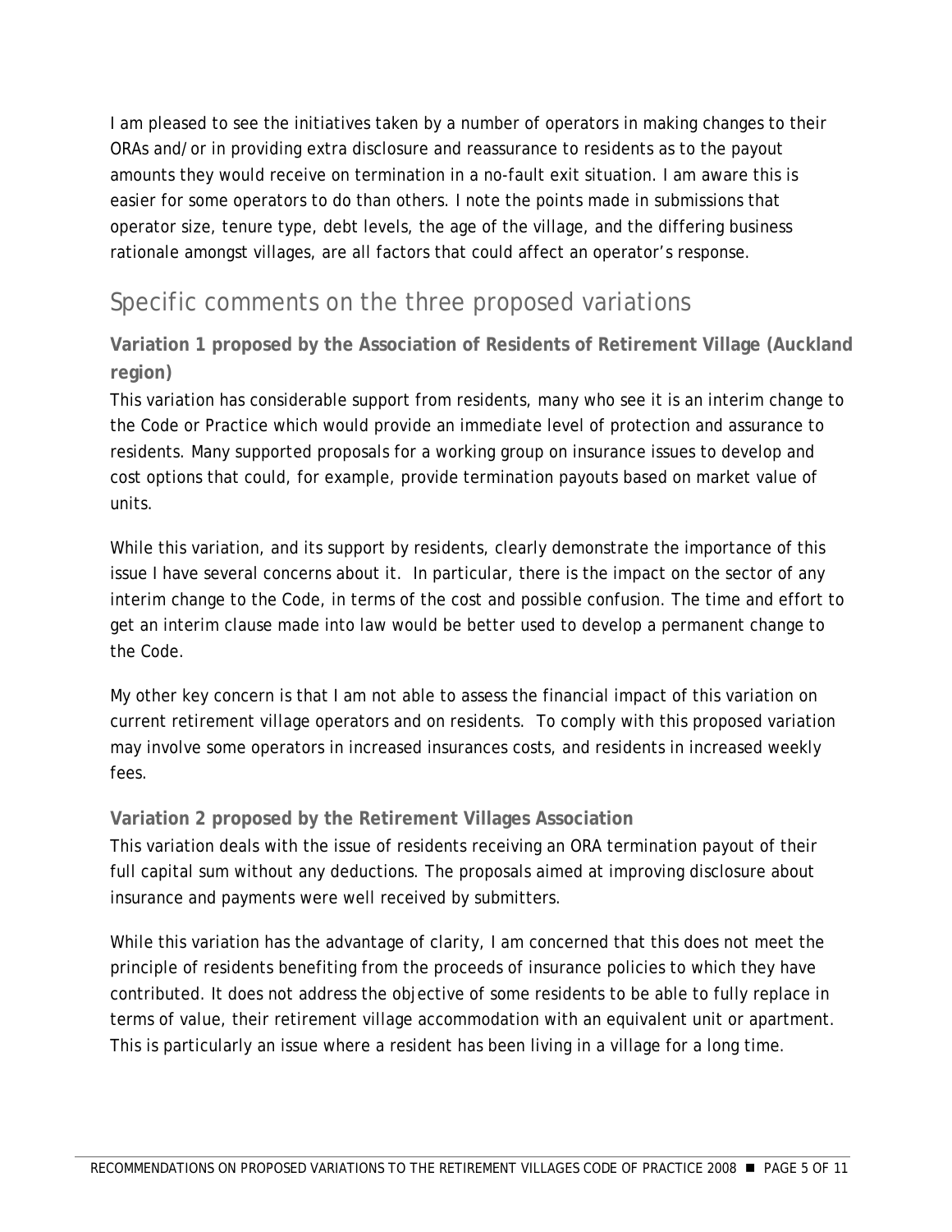I am pleased to see the initiatives taken by a number of operators in making changes to their ORAs and/or in providing extra disclosure and reassurance to residents as to the payout amounts they would receive on termination in a no-fault exit situation. I am aware this is easier for some operators to do than others. I note the points made in submissions that operator size, tenure type, debt levels, the age of the village, and the differing business rationale amongst villages, are all factors that could affect an operator's response.

## Specific comments on the three proposed variations

### Variation 1 proposed by the Association of Residents of Retirement Village (Auckland region)

This variation has considerable support from residents, many who see it is an interim change to the Code or Practice which would provide an immediate level of protection and assurance to residents. Many supported proposals for a working group on insurance issues to develop and cost options that could, for example, provide termination payouts based on market value of units.

While this variation, and its support by residents, clearly demonstrate the importance of this issue I have several concerns about it. In particular, there is the impact on the sector of any interim change to the Code, in terms of the cost and possible confusion. The time and effort to get an interim clause made into law would be better used to develop a permanent change to the Code.

My other key concern is that I am not able to assess the financial impact of this variation on current retirement village operators and on residents. To comply with this proposed variation may involve some operators in increased insurances costs, and residents in increased weekly fees.

### Variation 2 proposed by the Retirement Villages Association

This variation deals with the issue of residents receiving an ORA termination payout of their full capital sum without any deductions. The proposals aimed at improving disclosure about insurance and payments were well received by submitters.

While this variation has the advantage of clarity, I am concerned that this does not meet the principle of residents benefiting from the proceeds of insurance policies to which they have contributed. It does not address the objective of some residents to be able to fully replace in terms of value, their retirement village accommodation with an equivalent unit or apartment. This is particularly an issue where a resident has been living in a village for a long time.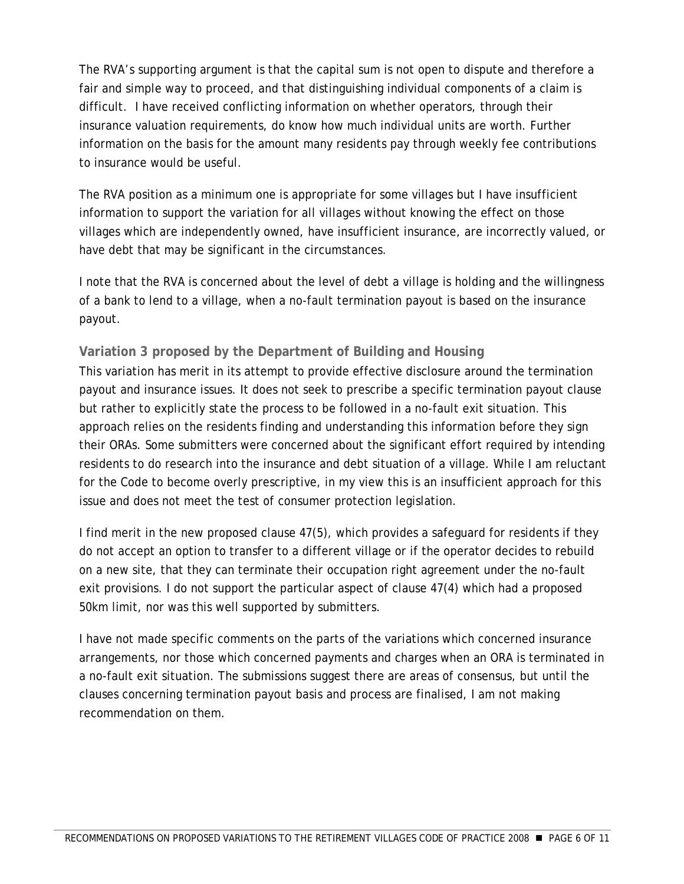The RVA's supporting argument is that the capital sum is not open to dispute and therefore a fair and simple way to proceed, and that distinguishing individual components of a claim is difficult. I have received conflicting information on whether operators, through their insurance valuation requirements, do know how much individual units are worth. Further information on the basis for the amount many residents pay through weekly fee contributions to insurance would be useful.

The RVA position as a minimum one is appropriate for some villages but I have insufficient information to support the variation for all villages without knowing the effect on those villages which are independently owned, have insufficient insurance, are incorrectly valued, or have debt that may be significant in the circumstances.

I note that the RVA is concerned about the level of debt a village is holding and the willingness of a bank to lend to a village, when a no-fault termination payout is based on the insurance payout.

### Variation 3 proposed by the Department of Building and Housing

This variation has merit in its attempt to provide effective disclosure around the termination payout and insurance issues. It does not seek to prescribe a specific termination payout clause but rather to explicitly state the process to be followed in a no-fault exit situation. This approach relies on the residents finding and understanding this information before they sign their ORAs. Some submitters were concerned about the significant effort required by intending residents to do research into the insurance and debt situation of a village. While I am reluctant for the Code to become overly prescriptive, in my view this is an insufficient approach for this issue and does not meet the test of consumer protection legislation.

I find merit in the new proposed clause 47(5), which provides a safeguard for residents if they do not accept an option to transfer to a different village or if the operator decides to rebuild on a new site, that they can terminate their occupation right agreement under the no-fault exit provisions. I do not support the particular aspect of clause 47(4) which had a proposed 50km limit, nor was this well supported by submitters.

I have not made specific comments on the parts of the variations which concerned insurance arrangements, nor those which concerned payments and charges when an ORA is terminated in a no-fault exit situation. The submissions suggest there are areas of consensus, but until the clauses concerning termination payout basis and process are finalised, I am not making recommendation on them.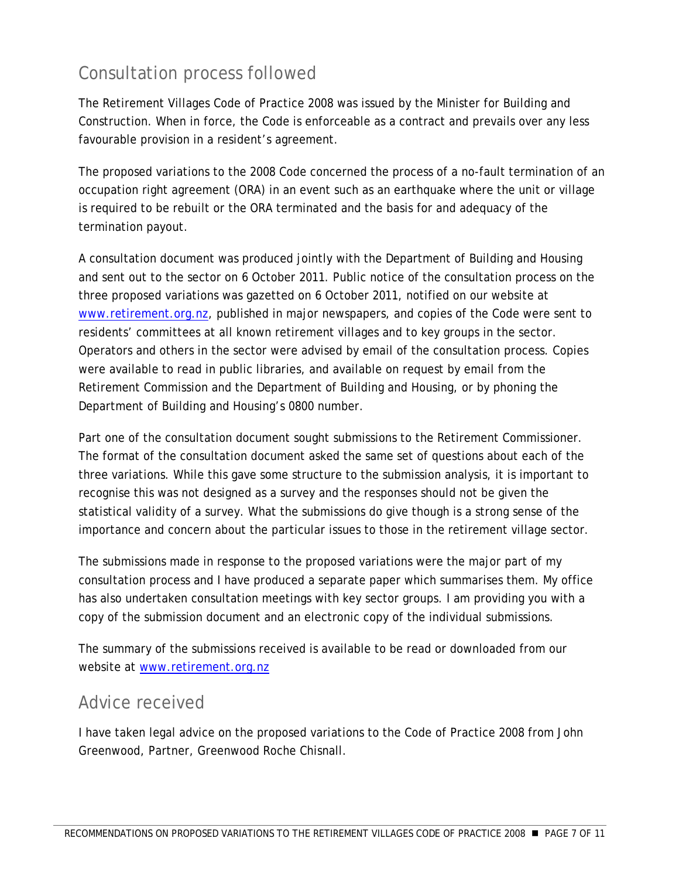## Consultation process followed

The Retirement Villages Code of Practice 2008 was issued by the Minister for Building and Construction. When in force, the Code is enforceable as a contract and prevails over any less favourable provision in a resident's agreement.

The proposed variations to the 2008 Code concerned the process of a no-fault termination of an occupation right agreement (ORA) in an event such as an earthquake where the unit or village is required to be rebuilt or the ORA terminated and the basis for and adequacy of the termination payout.

A consultation document was produced jointly with the Department of Building and Housing and sent out to the sector on 6 October 2011. Public notice of the consultation process on the three proposed variations was gazetted on 6 October 2011, notified on our website at www.retirement.org.nz, published in major newspapers, and copies of the Code were sent to residents' committees at all known retirement villages and to key groups in the sector. Operators and others in the sector were advised by email of the consultation process. Copies were available to read in public libraries, and available on request by email from the Retirement Commission and the Department of Building and Housing, or by phoning the Department of Building and Housing's 0800 number.

Part one of the consultation document sought submissions to the Retirement Commissioner. The format of the consultation document asked the same set of questions about each of the three variations. While this gave some structure to the submission analysis, it is important to recognise this was not designed as a survey and the responses should not be given the statistical validity of a survey. What the submissions do give though is a strong sense of the importance and concern about the particular issues to those in the retirement village sector.

The submissions made in response to the proposed variations were the major part of my consultation process and I have produced a separate paper which summarises them. My office has also undertaken consultation meetings with key sector groups. I am providing you with a copy of the submission document and an electronic copy of the individual submissions.

The summary of the submissions received is available to be read or downloaded from our website at www.retirement.org.nz

## Advice received

I have taken legal advice on the proposed variations to the Code of Practice 2008 from John Greenwood, Partner, Greenwood Roche Chisnall.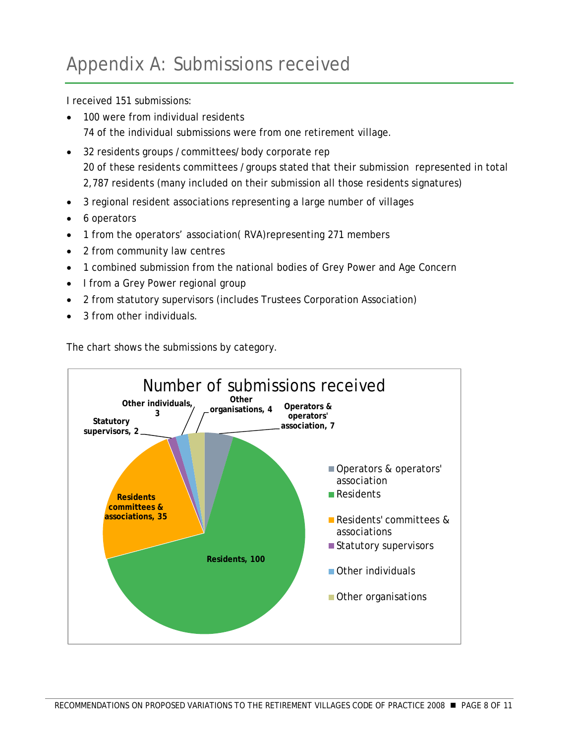# Appendix A: Submissions received

I received 151 submissions:

- 100 were from individual residents
  74 of the individual submissions were from one retirement village.
- 32 residents groups / committees/ body corporate rep
  20 of these residents committees / groups stated that their submission represented in total 2,787 residents (many included on their submission all those residents signatures)
- 3 regional resident associations representing a large number of villages
- 6 operators
- 1 from the operators' association( RVA)representing 271 members
- 2 from community law centres
- 1 combined submission from the national bodies of Grey Power and Age Concern
- I from a Grey Power regional group
- 2 from statutory supervisors (includes Trustees Corporation Association)
- 3 from other individuals.

The chart shows the submissions by category.

**Number of submissions received**

| Category | Number |
|---|---|
| Operators & operators' association | 7 |
| Residents | 100 |
| Residents committees & associations | 35 |
| Statutory supervisors | 2 |
| Other individuals | 3 |
| Other organisations | 4 |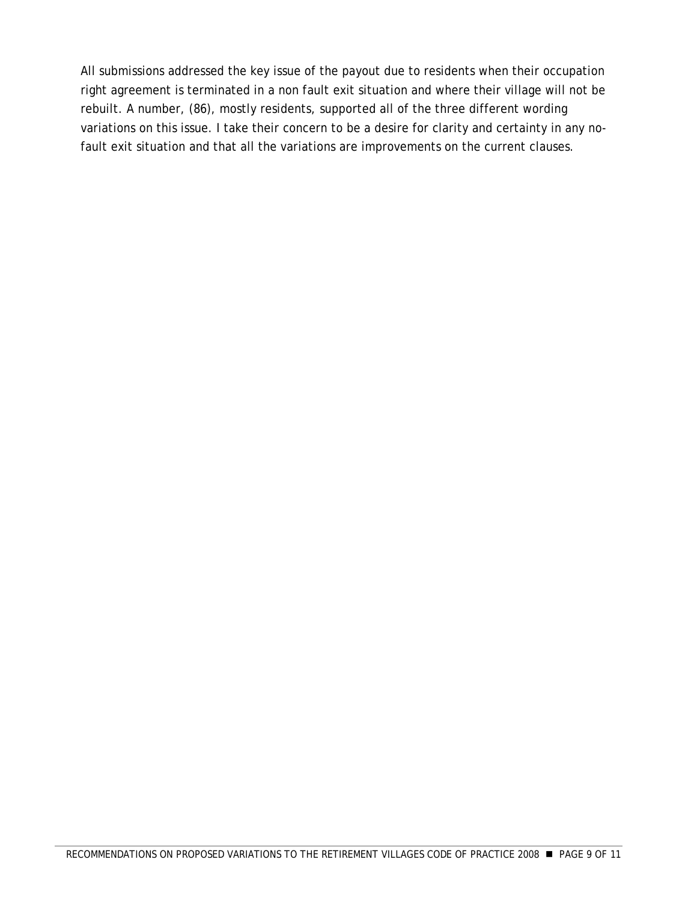All submissions addressed the key issue of the payout due to residents when their occupation right agreement is terminated in a non fault exit situation and where their village will not be rebuilt. A number, (86), mostly residents, supported all of the three different wording variations on this issue. I take their concern to be a desire for clarity and certainty in any no-fault exit situation and that all the variations are improvements on the current clauses.